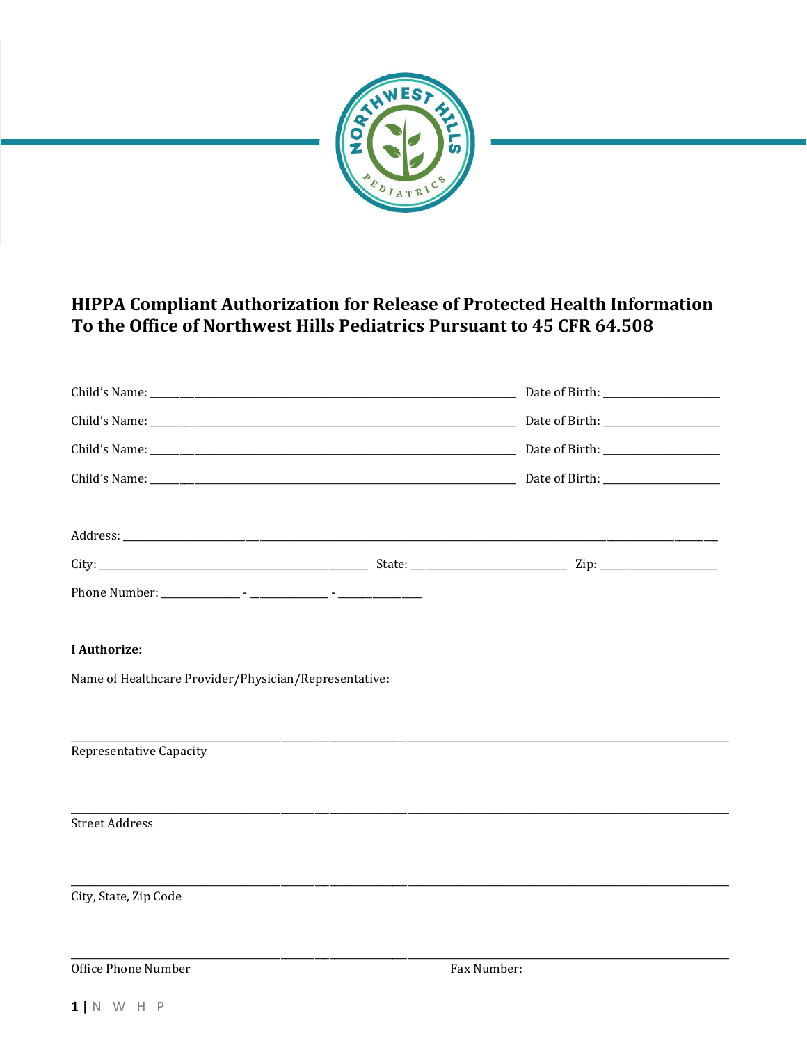# HIPPA Compliant Authorization for Release of Protected Health Information To the Office of Northwest Hills Pediatrics Pursuant to 45 CFR 64.508

Child's Name: ___________________________________________ Date of Birth: ____________________

Child's Name: ___________________________________________ Date of Birth: ____________________

Child's Name: ___________________________________________ Date of Birth: ____________________

Child's Name: ___________________________________________ Date of Birth: ____________________

Address: ____________________________________________________________________________

City: ______________________________ State: ____________________ Zip: ____________________

Phone Number: ______________ - ______________ - ______________

**I Authorize:**

Name of Healthcare Provider/Physician/Representative:

______________________________________________________________________________________

Representative Capacity

______________________________________________________________________________________

Street Address

______________________________________________________________________________________

City, State, Zip Code

______________________________________________________________________________________

Office Phone Number Fax Number: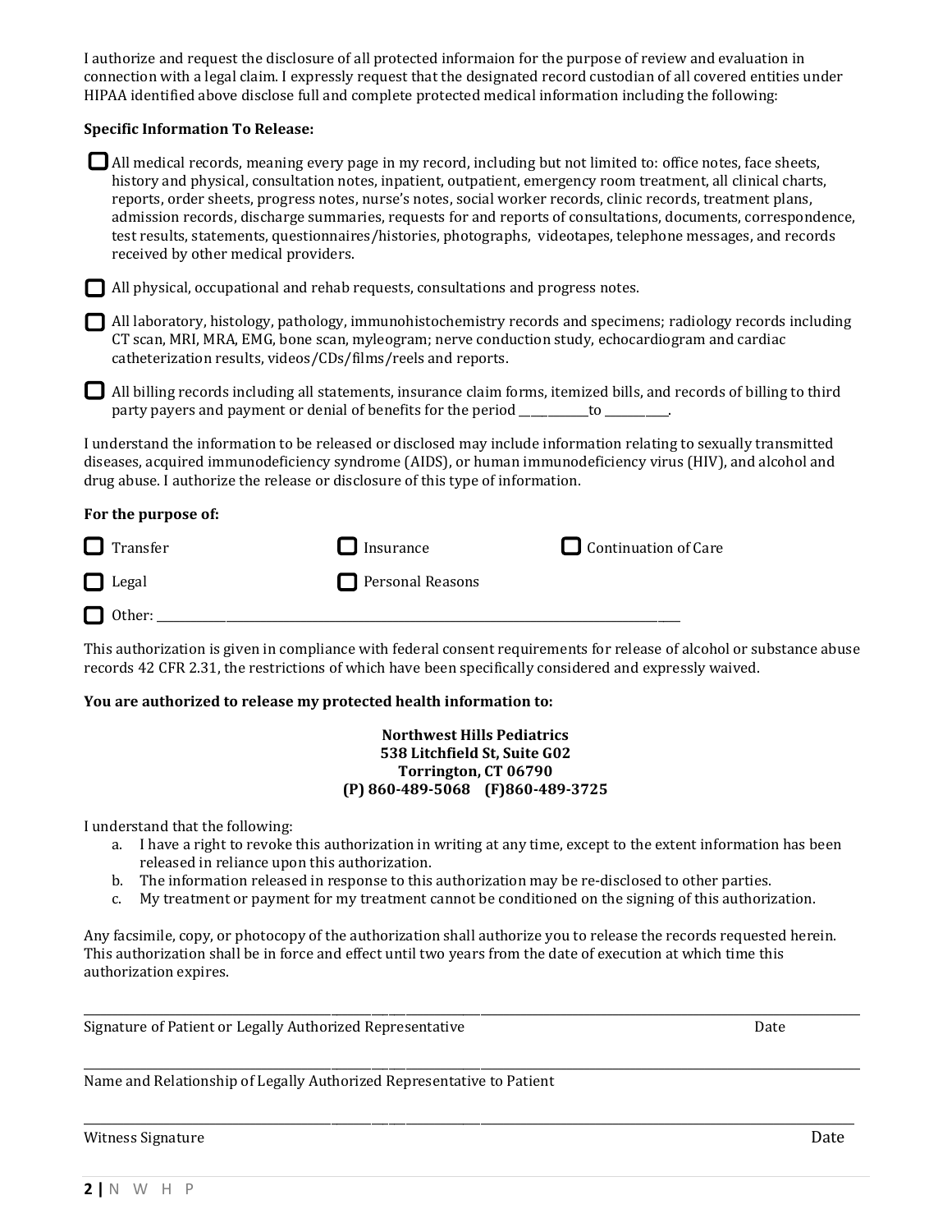I authorize and request the disclosure of all protected informaion for the purpose of review and evaluation in connection with a legal claim. I expressly request that the designated record custodian of all covered entities under HIPAA identified above disclose full and complete protected medical information including the following:

**Specific Information To Release:**

☐ All medical records, meaning every page in my record, including but not limited to: office notes, face sheets, history and physical, consultation notes, inpatient, outpatient, emergency room treatment, all clinical charts, reports, order sheets, progress notes, nurse's notes, social worker records, clinic records, treatment plans, admission records, discharge summaries, requests for and reports of consultations, documents, correspondence, test results, statements, questionnaires/histories, photographs, videotapes, telephone messages, and records received by other medical providers.

☐ All physical, occupational and rehab requests, consultations and progress notes.

☐ All laboratory, histology, pathology, immunohistochemistry records and specimens; radiology records including CT scan, MRI, MRA, EMG, bone scan, myleogram; nerve conduction study, echocardiogram and cardiac catheterization results, videos/CDs/films/reels and reports.

☐ All billing records including all statements, insurance claim forms, itemized bills, and records of billing to third party payers and payment or denial of benefits for the period ____________to ___________.

I understand the information to be released or disclosed may include information relating to sexually transmitted diseases, acquired immunodeficiency syndrome (AIDS), or human immunodeficiency virus (HIV), and alcohol and drug abuse. I authorize the release or disclosure of this type of information.

**For the purpose of:**

☐ Transfer ☐ Insurance ☐ Continuation of Care

☐ Legal ☐ Personal Reasons

☐ Other: ______________________________________________________________________

This authorization is given in compliance with federal consent requirements for release of alcohol or substance abuse records 42 CFR 2.31, the restrictions of which have been specifically considered and expressly waived.

**You are authorized to release my protected health information to:**

**Northwest Hills Pediatrics**
**538 Litchfield St, Suite G02**
**Torrington, CT 06790**
**(P) 860-489-5068 (F)860-489-3725**

I understand that the following:

a. I have a right to revoke this authorization in writing at any time, except to the extent information has been released in reliance upon this authorization.
b. The information released in response to this authorization may be re-disclosed to other parties.
c. My treatment or payment for my treatment cannot be conditioned on the signing of this authorization.

Any facsimile, copy, or photocopy of the authorization shall authorize you to release the records requested herein. This authorization shall be in force and effect until two years from the date of execution at which time this authorization expires.

______________________________________________________________________________________

Signature of Patient or Legally Authorized Representative Date

______________________________________________________________________________________

Name and Relationship of Legally Authorized Representative to Patient

______________________________________________________________________________________

Witness Signature Date